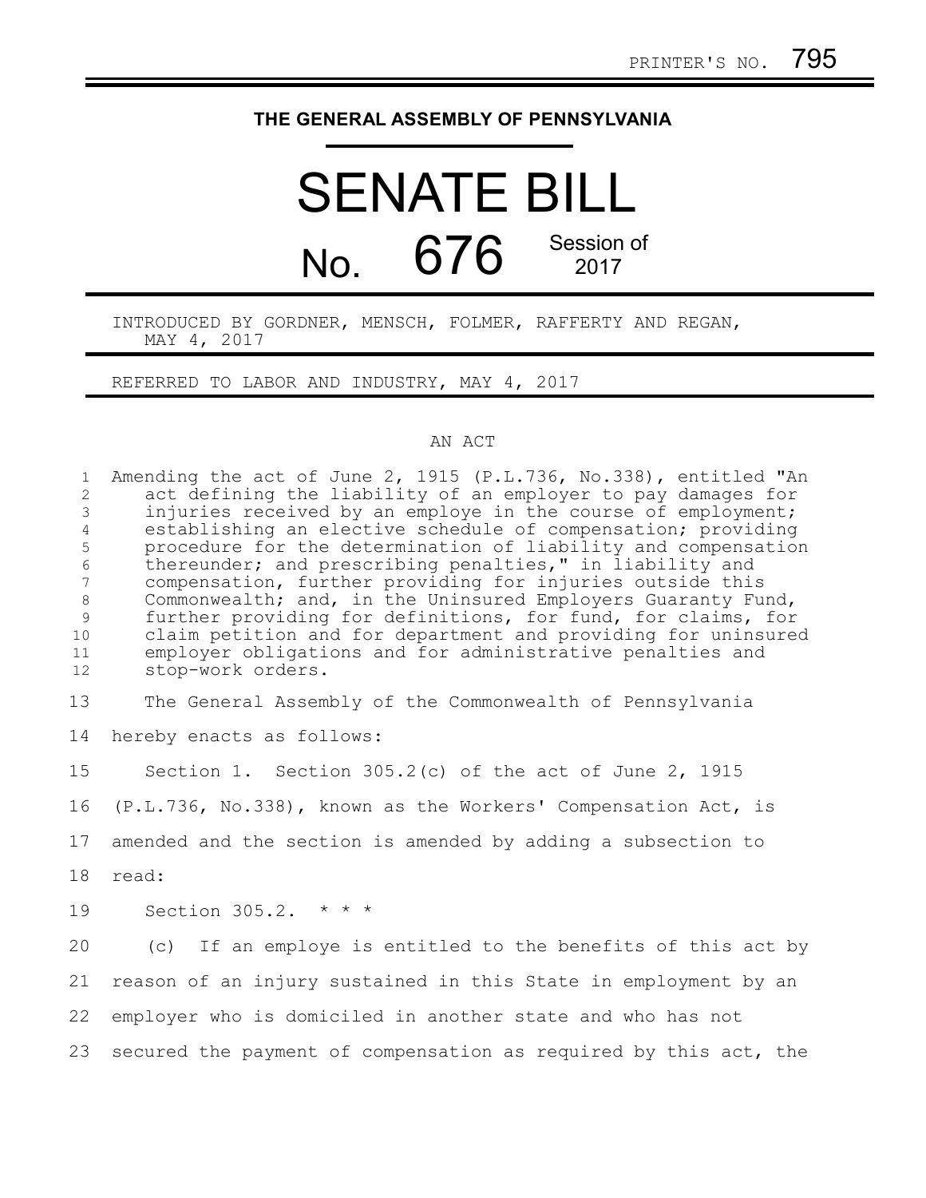PRINTER'S NO. 795

**THE GENERAL ASSEMBLY OF PENNSYLVANIA**

# SENATE BILL

# No. 676 Session of 2017

INTRODUCED BY GORDNER, MENSCH, FOLMER, RAFFERTY AND REGAN, MAY 4, 2017

REFERRED TO LABOR AND INDUSTRY, MAY 4, 2017

AN ACT

Amending the act of June 2, 1915 (P.L.736, No.338), entitled "An act defining the liability of an employer to pay damages for injuries received by an employe in the course of employment; establishing an elective schedule of compensation; providing procedure for the determination of liability and compensation thereunder; and prescribing penalties," in liability and compensation, further providing for injuries outside this Commonwealth; and, in the Uninsured Employers Guaranty Fund, further providing for definitions, for fund, for claims, for claim petition and for department and providing for uninsured employer obligations and for administrative penalties and stop-work orders.

The General Assembly of the Commonwealth of Pennsylvania hereby enacts as follows:

Section 1. Section 305.2(c) of the act of June 2, 1915 (P.L.736, No.338), known as the Workers' Compensation Act, is amended and the section is amended by adding a subsection to read:

Section 305.2. * * *

(c) If an employe is entitled to the benefits of this act by reason of an injury sustained in this State in employment by an employer who is domiciled in another state and who has not secured the payment of compensation as required by this act, the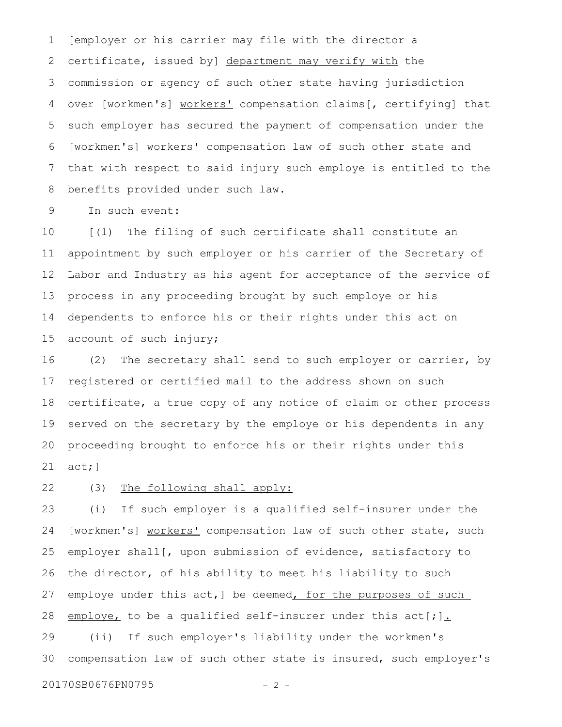[employer or his carrier may file with the director a certificate, issued by] department may verify with the commission or agency of such other state having jurisdiction over [workmen's] workers' compensation claims[, certifying] that such employer has secured the payment of compensation under the [workmen's] workers' compensation law of such other state and that with respect to said injury such employe is entitled to the benefits provided under such law.

In such event:

[(1) The filing of such certificate shall constitute an appointment by such employer or his carrier of the Secretary of Labor and Industry as his agent for acceptance of the service of process in any proceeding brought by such employe or his dependents to enforce his or their rights under this act on account of such injury;

(2) The secretary shall send to such employer or carrier, by registered or certified mail to the address shown on such certificate, a true copy of any notice of claim or other process served on the secretary by the employe or his dependents in any proceeding brought to enforce his or their rights under this act;]

(3) The following shall apply:

(i) If such employer is a qualified self-insurer under the [workmen's] workers' compensation law of such other state, such employer shall[, upon submission of evidence, satisfactory to the director, of his ability to meet his liability to such employe under this act,] be deemed, for the purposes of such employe, to be a qualified self-insurer under this act[;].

(ii) If such employer's liability under the workmen's compensation law of such other state is insured, such employer's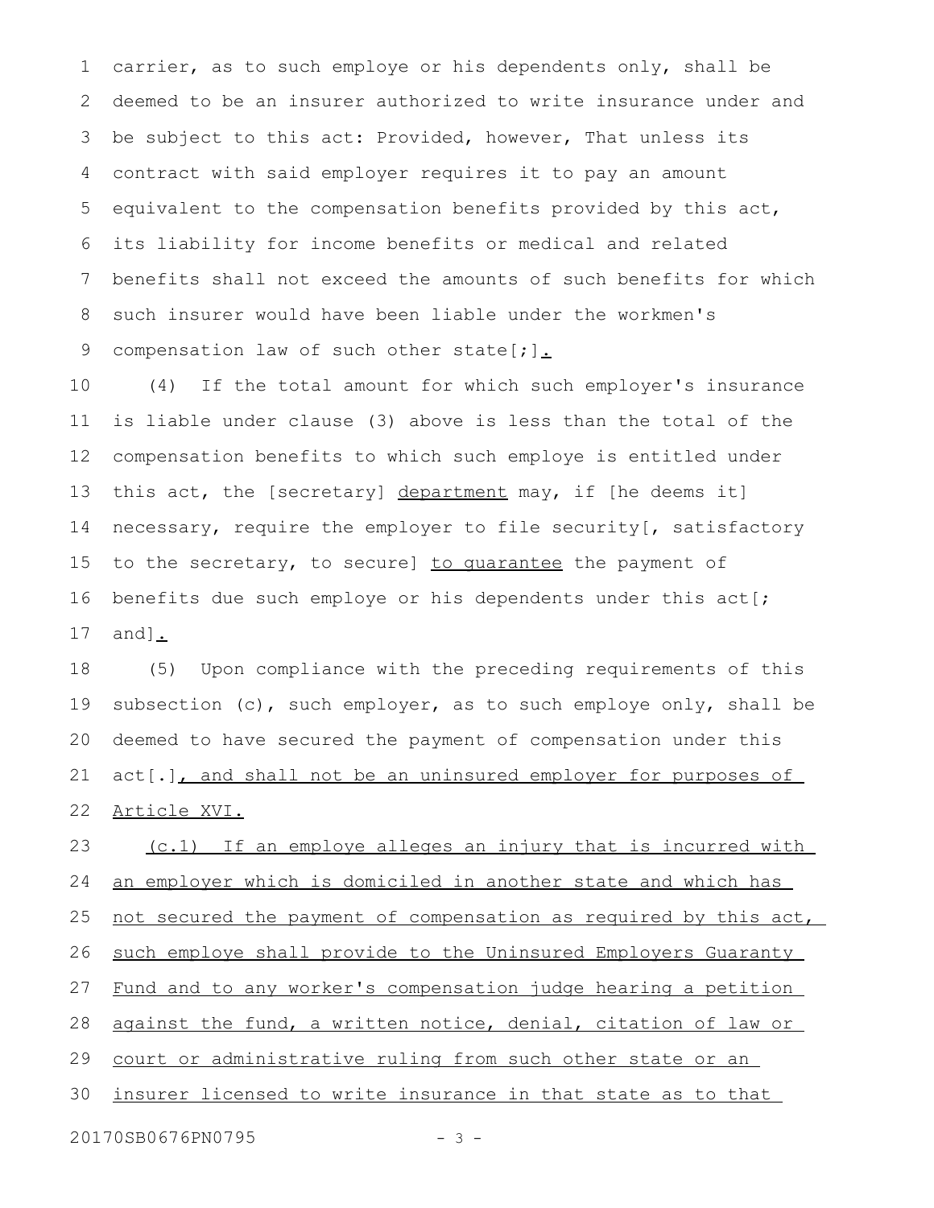carrier, as to such employe or his dependents only, shall be deemed to be an insurer authorized to write insurance under and be subject to this act: Provided, however, That unless its contract with said employer requires it to pay an amount equivalent to the compensation benefits provided by this act, its liability for income benefits or medical and related benefits shall not exceed the amounts of such benefits for which such insurer would have been liable under the workmen's compensation law of such other state[;]<u>.</u>

(4) If the total amount for which such employer's insurance is liable under clause (3) above is less than the total of the compensation benefits to which such employe is entitled under this act, the [secretary] <u>department</u> may, if [he deems it] necessary, require the employer to file security[, satisfactory to the secretary, to secure] <u>to guarantee</u> the payment of benefits due such employe or his dependents under this act[; and]<u>.</u>

(5) Upon compliance with the preceding requirements of this subsection (c), such employer, as to such employe only, shall be deemed to have secured the payment of compensation under this act[.]<u>, and shall not be an uninsured employer for purposes of Article XVI.</u>

<u>(c.1) If an employe alleges an injury that is incurred with an employer which is domiciled in another state and which has not secured the payment of compensation as required by this act, such employe shall provide to the Uninsured Employers Guaranty Fund and to any worker's compensation judge hearing a petition against the fund, a written notice, denial, citation of law or court or administrative ruling from such other state or an insurer licensed to write insurance in that state as to that</u>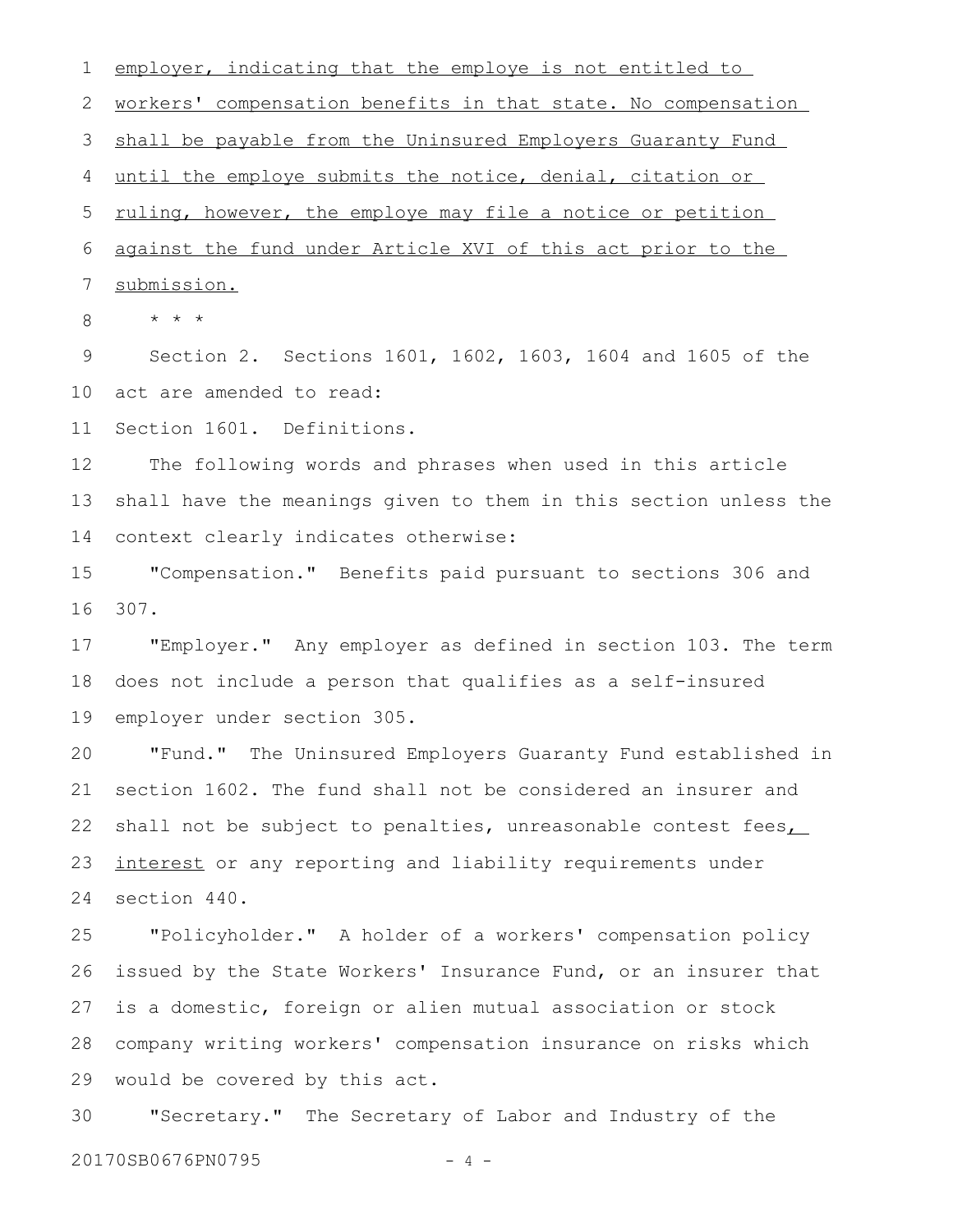employer, indicating that the employe is not entitled to workers' compensation benefits in that state. No compensation shall be payable from the Uninsured Employers Guaranty Fund until the employe submits the notice, denial, citation or ruling, however, the employe may file a notice or petition against the fund under Article XVI of this act prior to the submission.

* * *

Section 2. Sections 1601, 1602, 1603, 1604 and 1605 of the act are amended to read:

Section 1601. Definitions.

The following words and phrases when used in this article shall have the meanings given to them in this section unless the context clearly indicates otherwise:

"Compensation." Benefits paid pursuant to sections 306 and 307.

"Employer." Any employer as defined in section 103. The term does not include a person that qualifies as a self-insured employer under section 305.

"Fund." The Uninsured Employers Guaranty Fund established in section 1602. The fund shall not be considered an insurer and shall not be subject to penalties, unreasonable contest fees, interest or any reporting and liability requirements under section 440.

"Policyholder." A holder of a workers' compensation policy issued by the State Workers' Insurance Fund, or an insurer that is a domestic, foreign or alien mutual association or stock company writing workers' compensation insurance on risks which would be covered by this act.

"Secretary." The Secretary of Labor and Industry of the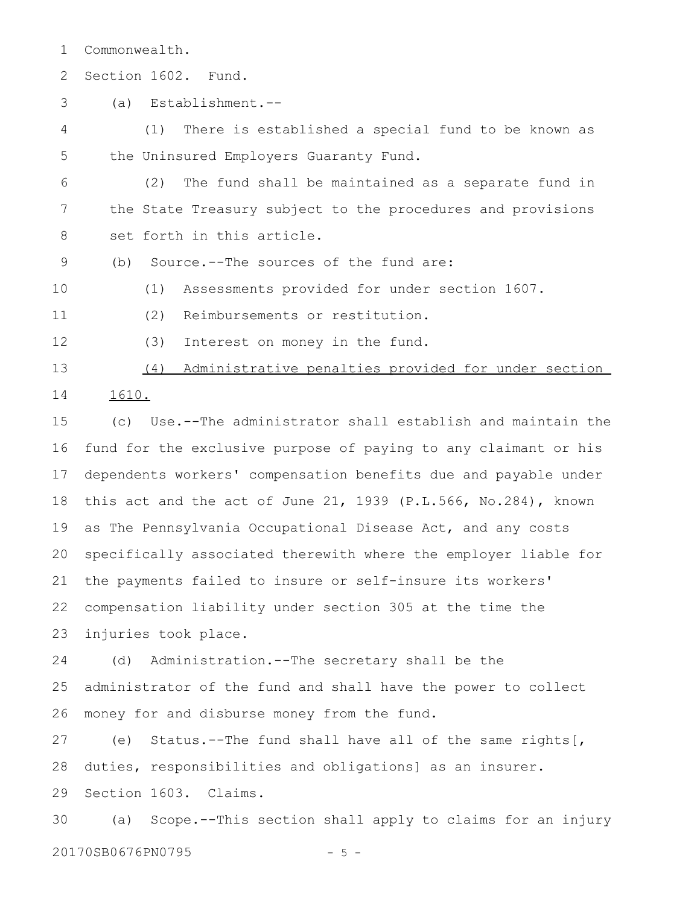Commonwealth.

Section 1602. Fund.

(a) Establishment.--

(1) There is established a special fund to be known as the Uninsured Employers Guaranty Fund.

(2) The fund shall be maintained as a separate fund in the State Treasury subject to the procedures and provisions set forth in this article.

(b) Source.--The sources of the fund are:

(1) Assessments provided for under section 1607.

(2) Reimbursements or restitution.

(3) Interest on money in the fund.

<u>(4) Administrative penalties provided for under section 1610.</u>

(c) Use.--The administrator shall establish and maintain the fund for the exclusive purpose of paying to any claimant or his dependents workers' compensation benefits due and payable under this act and the act of June 21, 1939 (P.L.566, No.284), known as The Pennsylvania Occupational Disease Act, and any costs specifically associated therewith where the employer liable for the payments failed to insure or self-insure its workers' compensation liability under section 305 at the time the injuries took place.

(d) Administration.--The secretary shall be the administrator of the fund and shall have the power to collect money for and disburse money from the fund.

(e) Status.--The fund shall have all of the same rights[, duties, responsibilities and obligations] as an insurer.

Section 1603. Claims.

(a) Scope.--This section shall apply to claims for an injury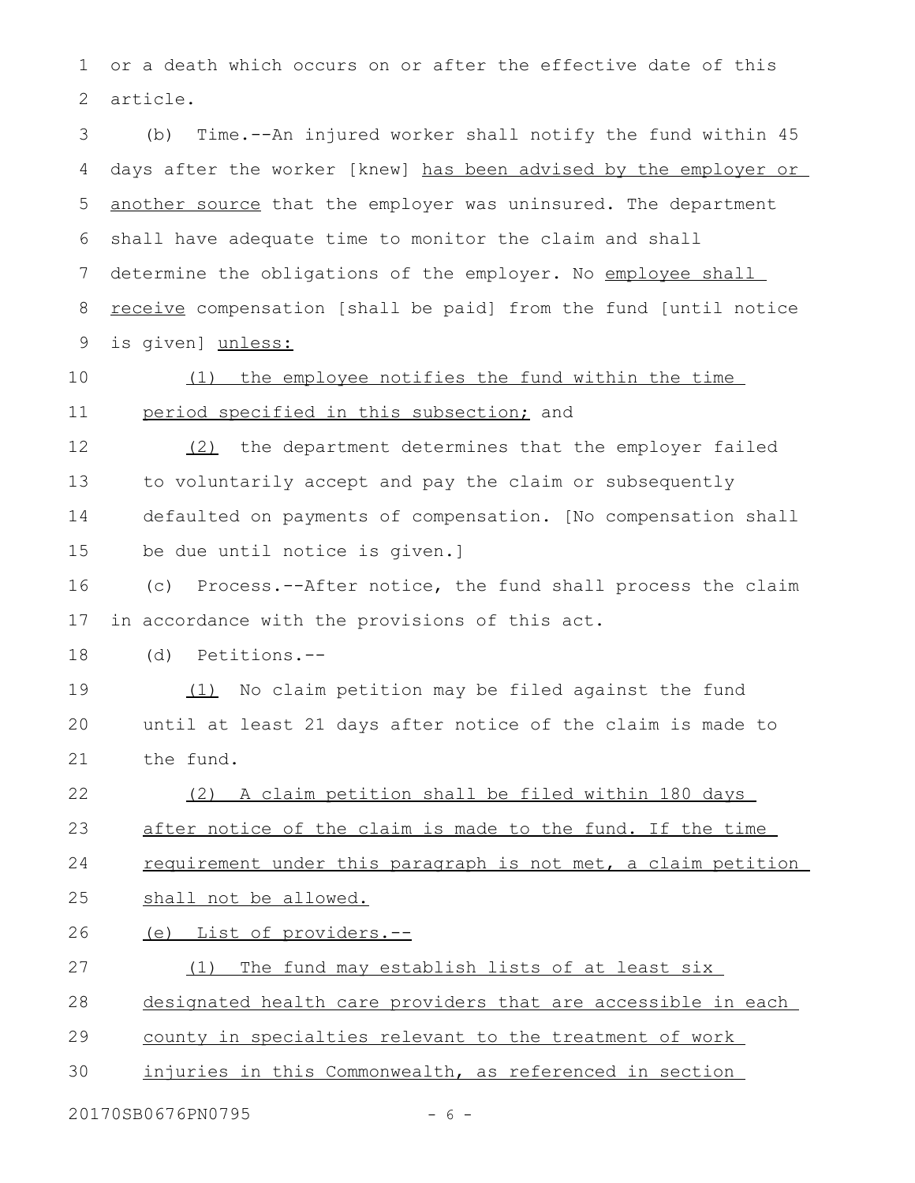or a death which occurs on or after the effective date of this article.

(b) Time.--An injured worker shall notify the fund within 45 days after the worker [knew] has been advised by the employer or another source that the employer was uninsured. The department shall have adequate time to monitor the claim and shall determine the obligations of the employer. No employee shall receive compensation [shall be paid] from the fund [until notice is given] unless:

(1) the employee notifies the fund within the time period specified in this subsection; and

(2) the department determines that the employer failed to voluntarily accept and pay the claim or subsequently defaulted on payments of compensation. [No compensation shall be due until notice is given.]

(c) Process.--After notice, the fund shall process the claim in accordance with the provisions of this act.

(d) Petitions.--

(1) No claim petition may be filed against the fund until at least 21 days after notice of the claim is made to the fund.

(2) A claim petition shall be filed within 180 days after notice of the claim is made to the fund. If the time requirement under this paragraph is not met, a claim petition shall not be allowed.

(e) List of providers.--

(1) The fund may establish lists of at least six designated health care providers that are accessible in each county in specialties relevant to the treatment of work injuries in this Commonwealth, as referenced in section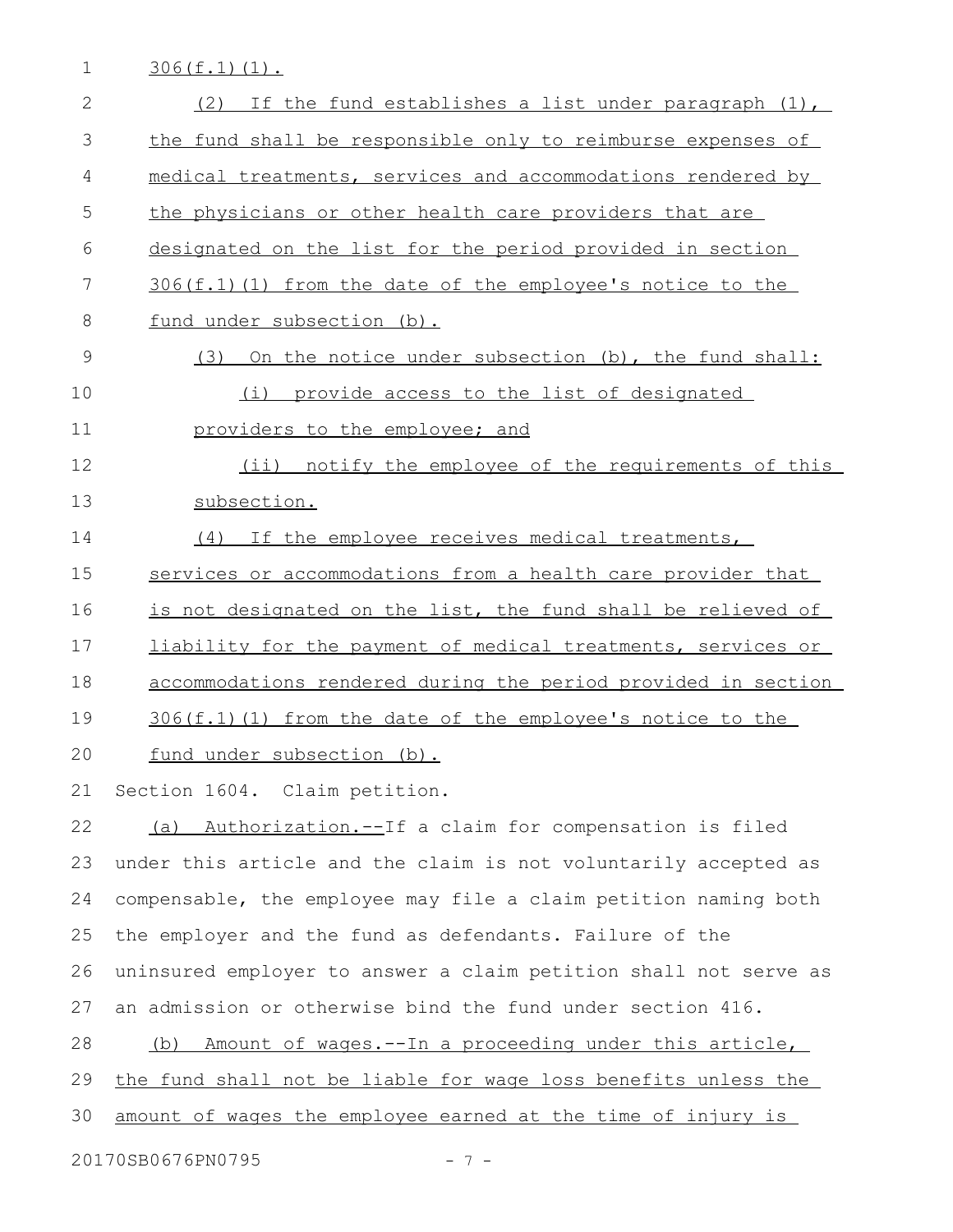306(f.1)(1).

(2) If the fund establishes a list under paragraph (1), the fund shall be responsible only to reimburse expenses of medical treatments, services and accommodations rendered by the physicians or other health care providers that are designated on the list for the period provided in section 306(f.1)(1) from the date of the employee's notice to the fund under subsection (b).

(3) On the notice under subsection (b), the fund shall:

(i) provide access to the list of designated providers to the employee; and

(ii) notify the employee of the requirements of this subsection.

(4) If the employee receives medical treatments, services or accommodations from a health care provider that is not designated on the list, the fund shall be relieved of liability for the payment of medical treatments, services or accommodations rendered during the period provided in section 306(f.1)(1) from the date of the employee's notice to the fund under subsection (b).

Section 1604. Claim petition.

(a) Authorization.--If a claim for compensation is filed under this article and the claim is not voluntarily accepted as compensable, the employee may file a claim petition naming both the employer and the fund as defendants. Failure of the uninsured employer to answer a claim petition shall not serve as an admission or otherwise bind the fund under section 416.

(b) Amount of wages.--In a proceeding under this article, the fund shall not be liable for wage loss benefits unless the amount of wages the employee earned at the time of injury is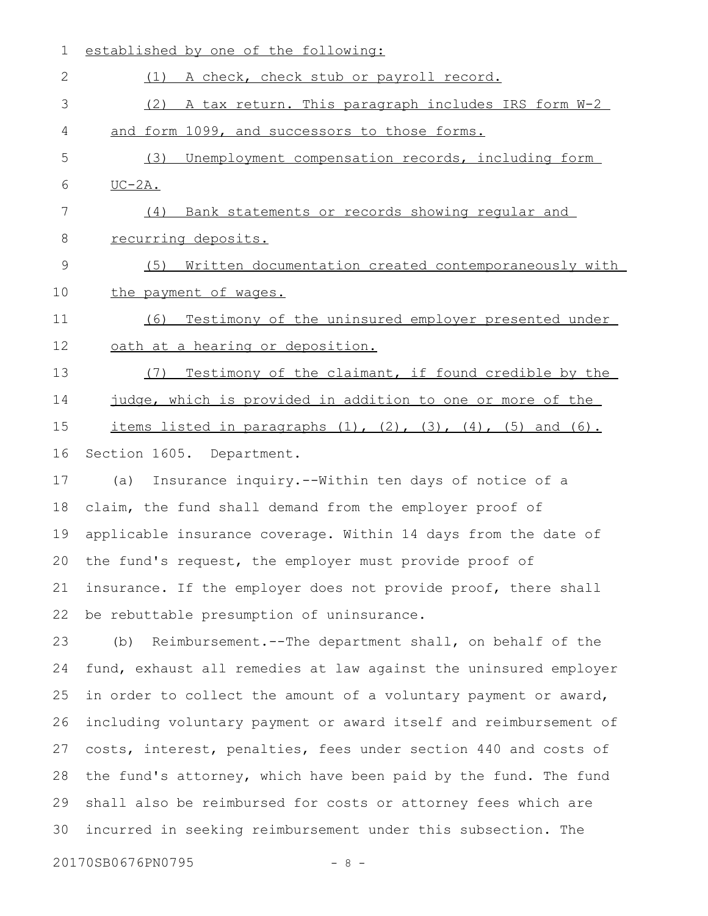established by one of the following:

(1) A check, check stub or payroll record.

(2) A tax return. This paragraph includes IRS form W-2 and form 1099, and successors to those forms.

(3) Unemployment compensation records, including form UC-2A.

(4) Bank statements or records showing regular and recurring deposits.

(5) Written documentation created contemporaneously with the payment of wages.

(6) Testimony of the uninsured employer presented under oath at a hearing or deposition.

(7) Testimony of the claimant, if found credible by the judge, which is provided in addition to one or more of the items listed in paragraphs (1), (2), (3), (4), (5) and (6).

Section 1605. Department.

(a) Insurance inquiry.--Within ten days of notice of a claim, the fund shall demand from the employer proof of applicable insurance coverage. Within 14 days from the date of the fund's request, the employer must provide proof of insurance. If the employer does not provide proof, there shall be rebuttable presumption of uninsurance.

(b) Reimbursement.--The department shall, on behalf of the fund, exhaust all remedies at law against the uninsured employer in order to collect the amount of a voluntary payment or award, including voluntary payment or award itself and reimbursement of costs, interest, penalties, fees under section 440 and costs of the fund's attorney, which have been paid by the fund. The fund shall also be reimbursed for costs or attorney fees which are incurred in seeking reimbursement under this subsection. The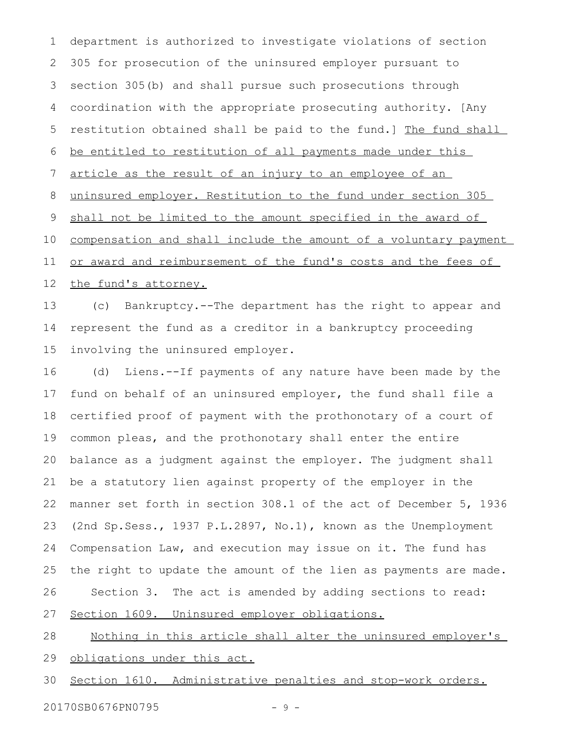department is authorized to investigate violations of section 305 for prosecution of the uninsured employer pursuant to section 305(b) and shall pursue such prosecutions through coordination with the appropriate prosecuting authority. [Any restitution obtained shall be paid to the fund.] The fund shall be entitled to restitution of all payments made under this article as the result of an injury to an employee of an uninsured employer. Restitution to the fund under section 305 shall not be limited to the amount specified in the award of compensation and shall include the amount of a voluntary payment or award and reimbursement of the fund's costs and the fees of the fund's attorney.

(c) Bankruptcy.--The department has the right to appear and represent the fund as a creditor in a bankruptcy proceeding involving the uninsured employer.

(d) Liens.--If payments of any nature have been made by the fund on behalf of an uninsured employer, the fund shall file a certified proof of payment with the prothonotary of a court of common pleas, and the prothonotary shall enter the entire balance as a judgment against the employer. The judgment shall be a statutory lien against property of the employer in the manner set forth in section 308.1 of the act of December 5, 1936 (2nd Sp.Sess., 1937 P.L.2897, No.1), known as the Unemployment Compensation Law, and execution may issue on it. The fund has the right to update the amount of the lien as payments are made.

Section 3. The act is amended by adding sections to read:

Section 1609. Uninsured employer obligations.

Nothing in this article shall alter the uninsured employer's obligations under this act.

Section 1610. Administrative penalties and stop-work orders.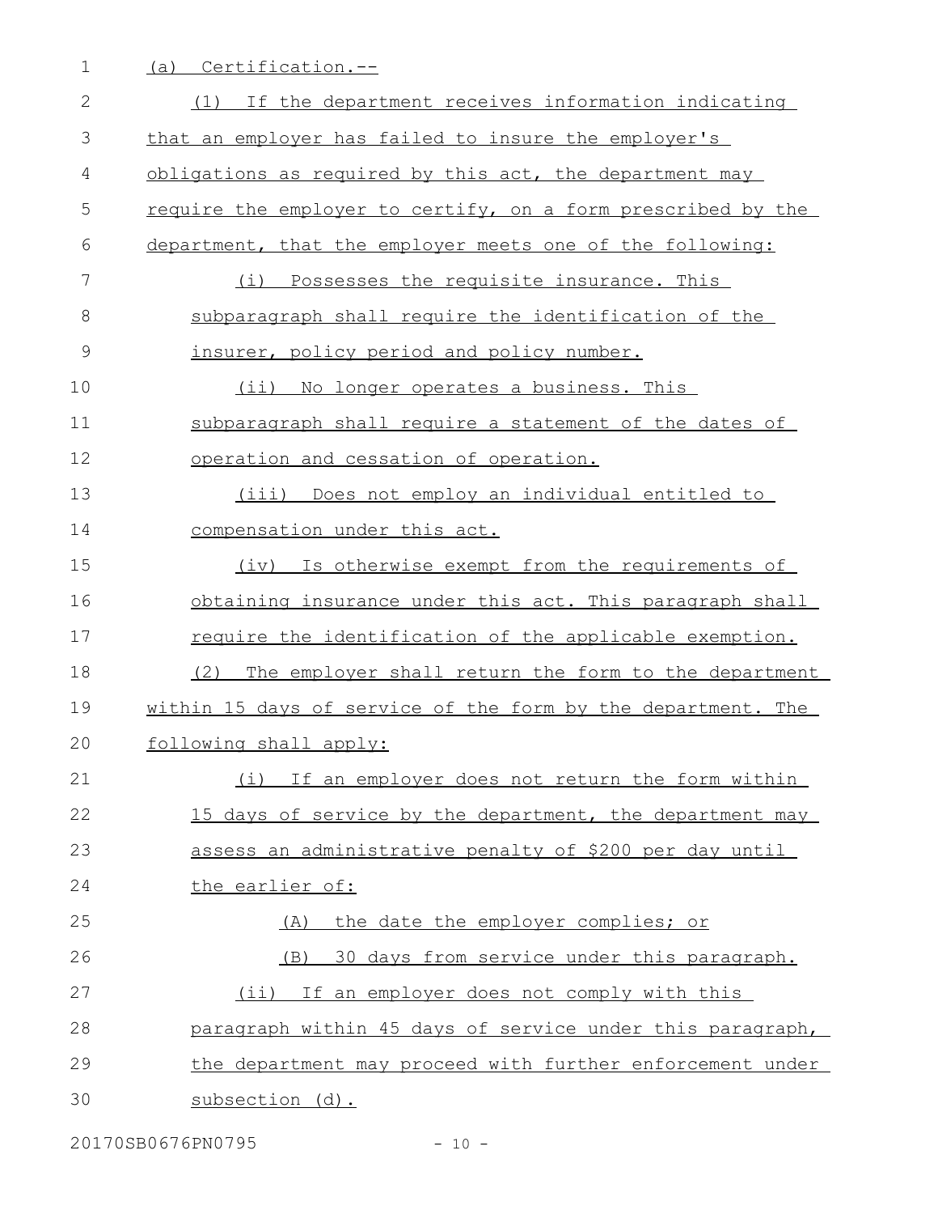(a) Certification.--

(1) If the department receives information indicating that an employer has failed to insure the employer's obligations as required by this act, the department may require the employer to certify, on a form prescribed by the department, that the employer meets one of the following:

(i) Possesses the requisite insurance. This subparagraph shall require the identification of the insurer, policy period and policy number.

(ii) No longer operates a business. This subparagraph shall require a statement of the dates of operation and cessation of operation.

(iii) Does not employ an individual entitled to compensation under this act.

(iv) Is otherwise exempt from the requirements of obtaining insurance under this act. This paragraph shall require the identification of the applicable exemption.

(2) The employer shall return the form to the department within 15 days of service of the form by the department. The following shall apply:

(i) If an employer does not return the form within 15 days of service by the department, the department may assess an administrative penalty of $200 per day until the earlier of:

(A) the date the employer complies; or

(B) 30 days from service under this paragraph.

(ii) If an employer does not comply with this paragraph within 45 days of service under this paragraph, the department may proceed with further enforcement under subsection (d).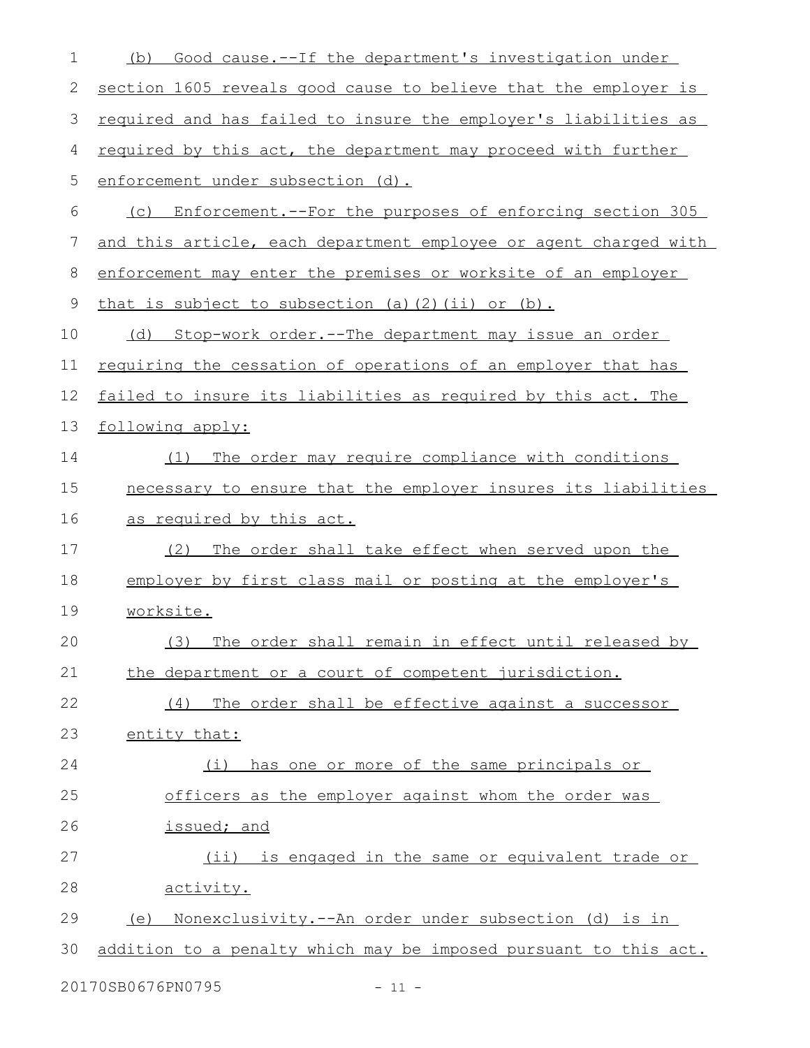(b) Good cause.--If the department's investigation under section 1605 reveals good cause to believe that the employer is required and has failed to insure the employer's liabilities as required by this act, the department may proceed with further enforcement under subsection (d).

(c) Enforcement.--For the purposes of enforcing section 305 and this article, each department employee or agent charged with enforcement may enter the premises or worksite of an employer that is subject to subsection (a)(2)(ii) or (b).

(d) Stop-work order.--The department may issue an order requiring the cessation of operations of an employer that has failed to insure its liabilities as required by this act. The following apply:

(1) The order may require compliance with conditions necessary to ensure that the employer insures its liabilities as required by this act.

(2) The order shall take effect when served upon the employer by first class mail or posting at the employer's worksite.

(3) The order shall remain in effect until released by the department or a court of competent jurisdiction.

(4) The order shall be effective against a successor entity that:

(i) has one or more of the same principals or officers as the employer against whom the order was issued; and

(ii) is engaged in the same or equivalent trade or activity.

(e) Nonexclusivity.--An order under subsection (d) is in addition to a penalty which may be imposed pursuant to this act.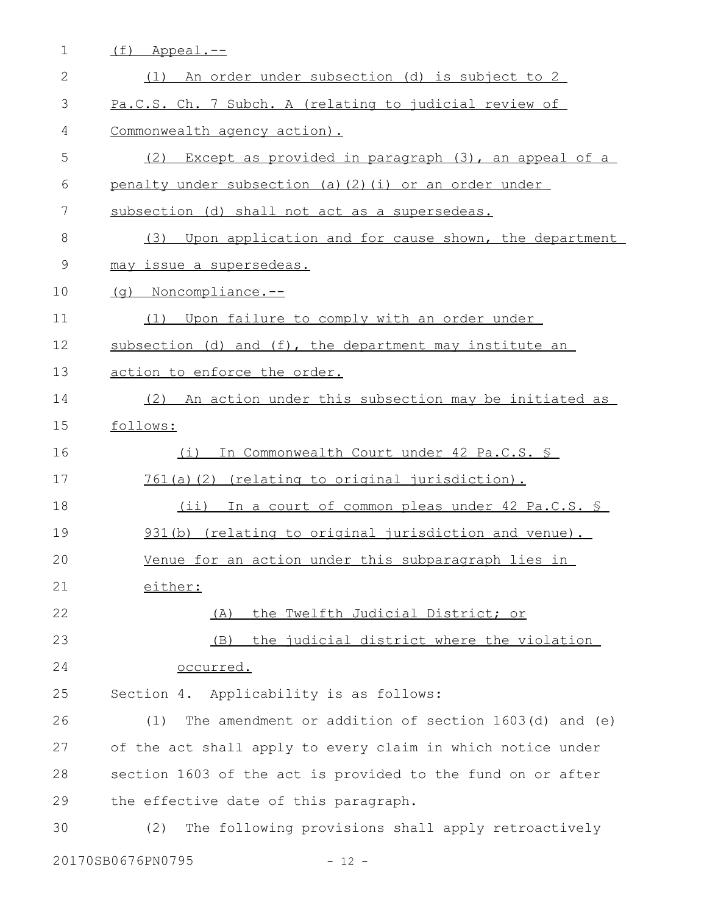(f) Appeal.--

(1) An order under subsection (d) is subject to 2 Pa.C.S. Ch. 7 Subch. A (relating to judicial review of Commonwealth agency action).

(2) Except as provided in paragraph (3), an appeal of a penalty under subsection (a)(2)(i) or an order under subsection (d) shall not act as a supersedeas.

(3) Upon application and for cause shown, the department may issue a supersedeas.

(g) Noncompliance.--

(1) Upon failure to comply with an order under subsection (d) and (f), the department may institute an action to enforce the order.

(2) An action under this subsection may be initiated as follows:

(i) In Commonwealth Court under 42 Pa.C.S. § 761(a)(2) (relating to original jurisdiction).

(ii) In a court of common pleas under 42 Pa.C.S. § 931(b) (relating to original jurisdiction and venue). Venue for an action under this subparagraph lies in either:

(A) the Twelfth Judicial District; or

(B) the judicial district where the violation occurred.

Section 4. Applicability is as follows:

(1) The amendment or addition of section 1603(d) and (e) of the act shall apply to every claim in which notice under section 1603 of the act is provided to the fund on or after the effective date of this paragraph.

(2) The following provisions shall apply retroactively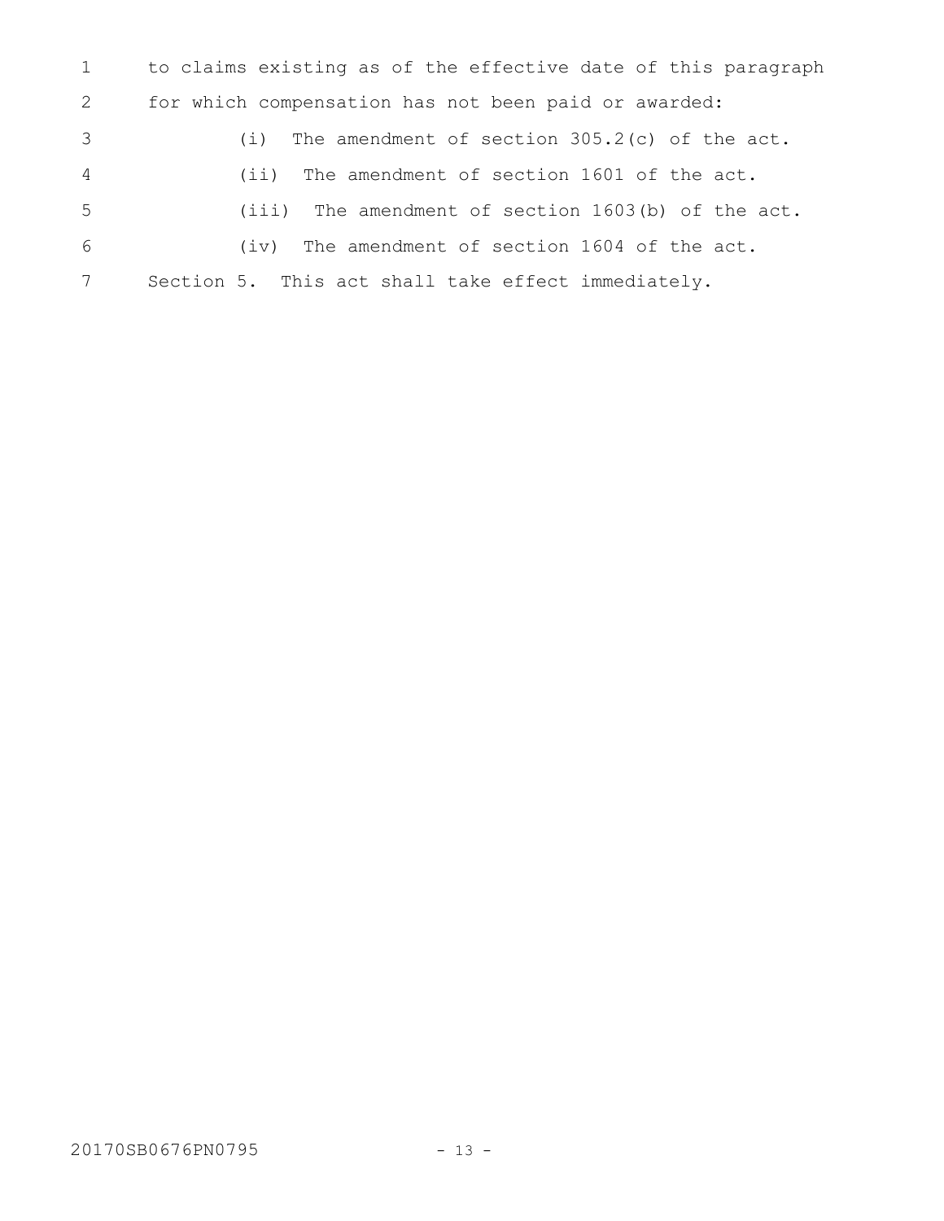to claims existing as of the effective date of this paragraph for which compensation has not been paid or awarded:

(i) The amendment of section 305.2(c) of the act.

(ii) The amendment of section 1601 of the act.

(iii) The amendment of section 1603(b) of the act.

(iv) The amendment of section 1604 of the act.

Section 5. This act shall take effect immediately.